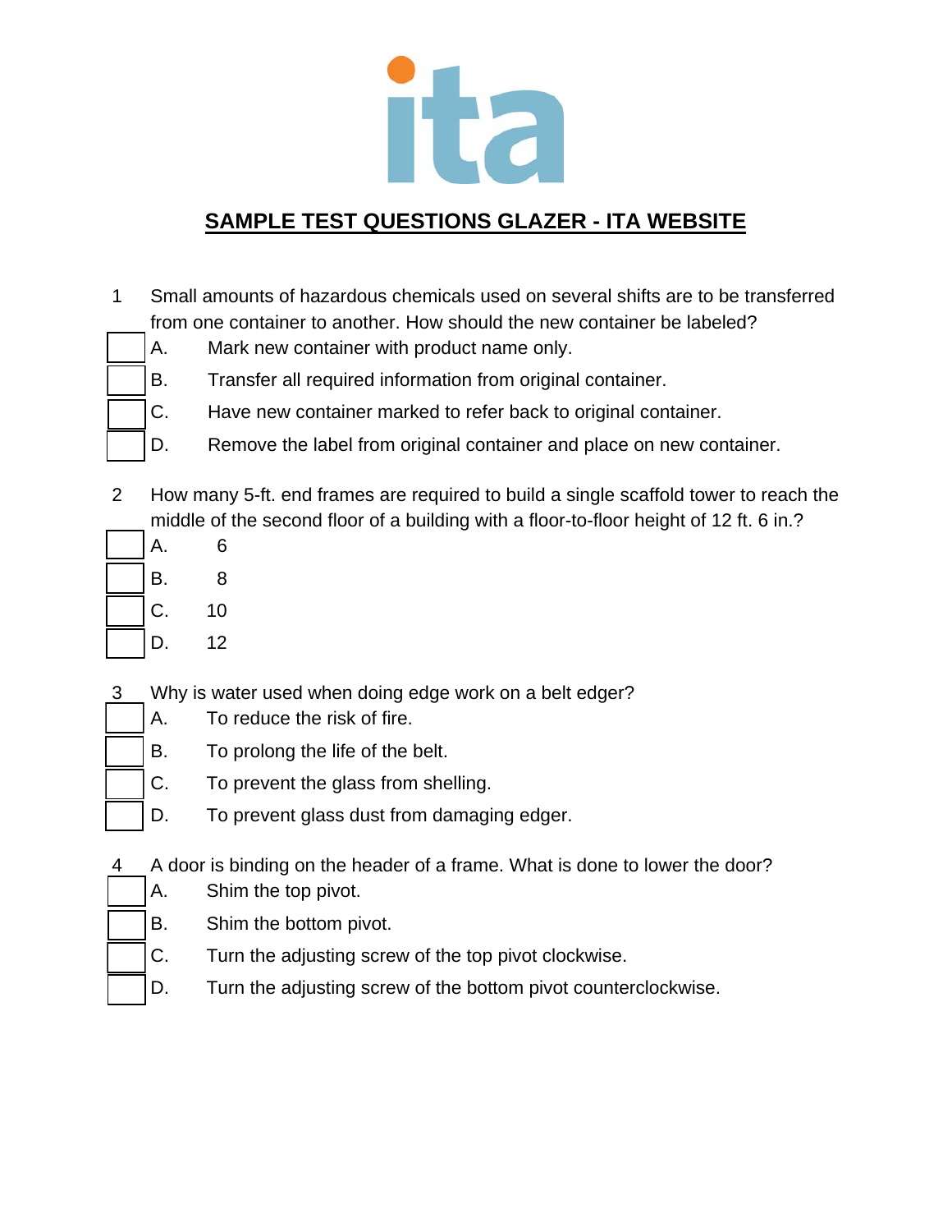# SAMPLE TEST QUESTIONS GLAZER - ITA WEBSITE

1. Small amounts of hazardous chemicals used on several shifts are to be transferred from one container to another. How should the new container be labeled?
   - A. Mark new container with product name only.
   - B. Transfer all required information from original container.
   - C. Have new container marked to refer back to original container.
   - D. Remove the label from original container and place on new container.

2. How many 5-ft. end frames are required to build a single scaffold tower to reach the middle of the second floor of a building with a floor-to-floor height of 12 ft. 6 in.?
   - A. 6
   - B. 8
   - C. 10
   - D. 12

3. Why is water used when doing edge work on a belt edger?
   - A. To reduce the risk of fire.
   - B. To prolong the life of the belt.
   - C. To prevent the glass from shelling.
   - D. To prevent glass dust from damaging edger.

4. A door is binding on the header of a frame. What is done to lower the door?
   - A. Shim the top pivot.
   - B. Shim the bottom pivot.
   - C. Turn the adjusting screw of the top pivot clockwise.
   - D. Turn the adjusting screw of the bottom pivot counterclockwise.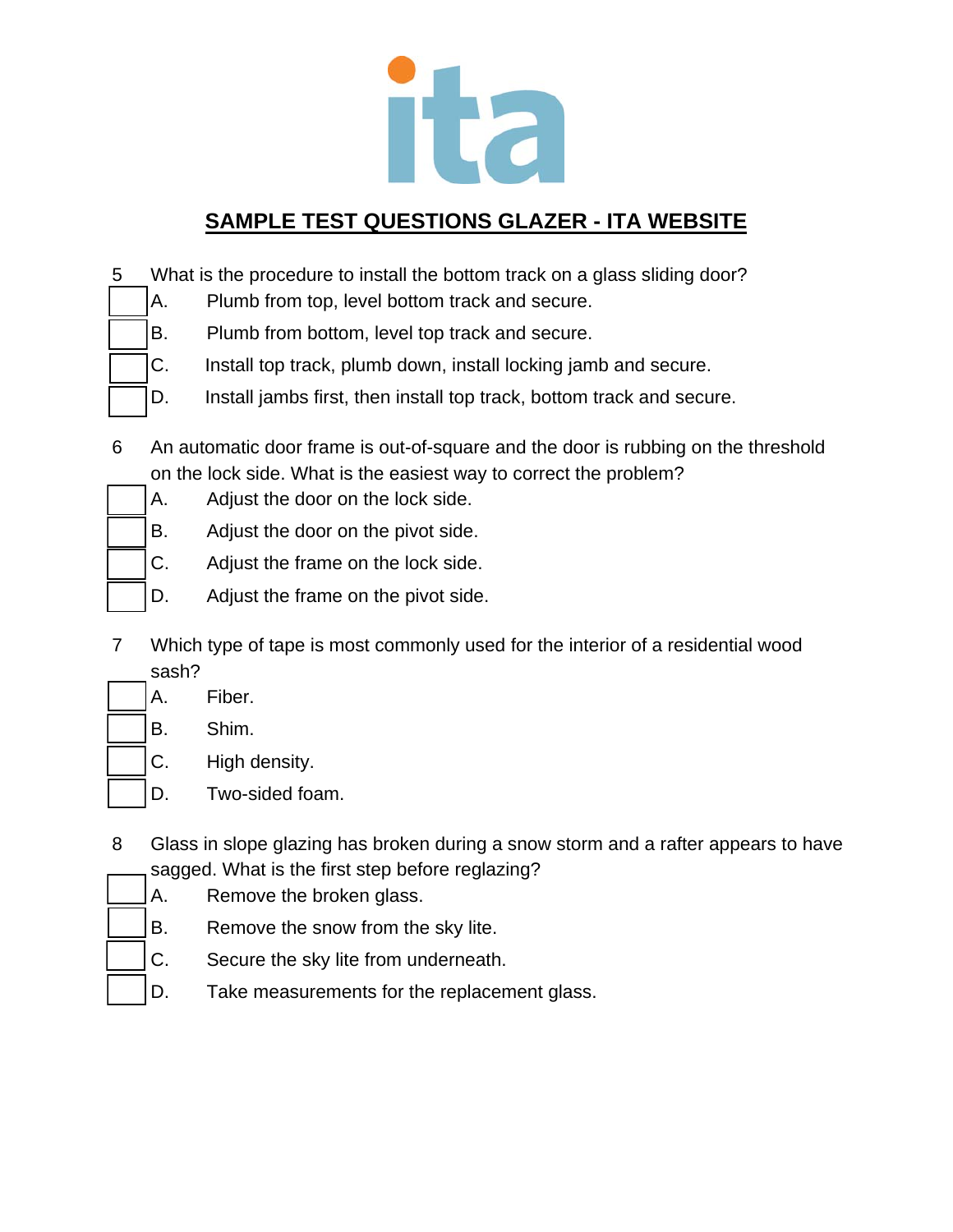## SAMPLE TEST QUESTIONS GLAZER - ITA WEBSITE

5 What is the procedure to install the bottom track on a glass sliding door?

- [ ] A. Plumb from top, level bottom track and secure.
- [ ] B. Plumb from bottom, level top track and secure.
- [ ] C. Install top track, plumb down, install locking jamb and secure.
- [ ] D. Install jambs first, then install top track, bottom track and secure.

6 An automatic door frame is out-of-square and the door is rubbing on the threshold on the lock side. What is the easiest way to correct the problem?

- [ ] A. Adjust the door on the lock side.
- [ ] B. Adjust the door on the pivot side.
- [ ] C. Adjust the frame on the lock side.
- [ ] D. Adjust the frame on the pivot side.

7 Which type of tape is most commonly used for the interior of a residential wood sash?

- [ ] A. Fiber.
- [ ] B. Shim.
- [ ] C. High density.
- [ ] D. Two-sided foam.

8 Glass in slope glazing has broken during a snow storm and a rafter appears to have sagged. What is the first step before reglazing?

- [ ] A. Remove the broken glass.
- [ ] B. Remove the snow from the sky lite.
- [ ] C. Secure the sky lite from underneath.
- [ ] D. Take measurements for the replacement glass.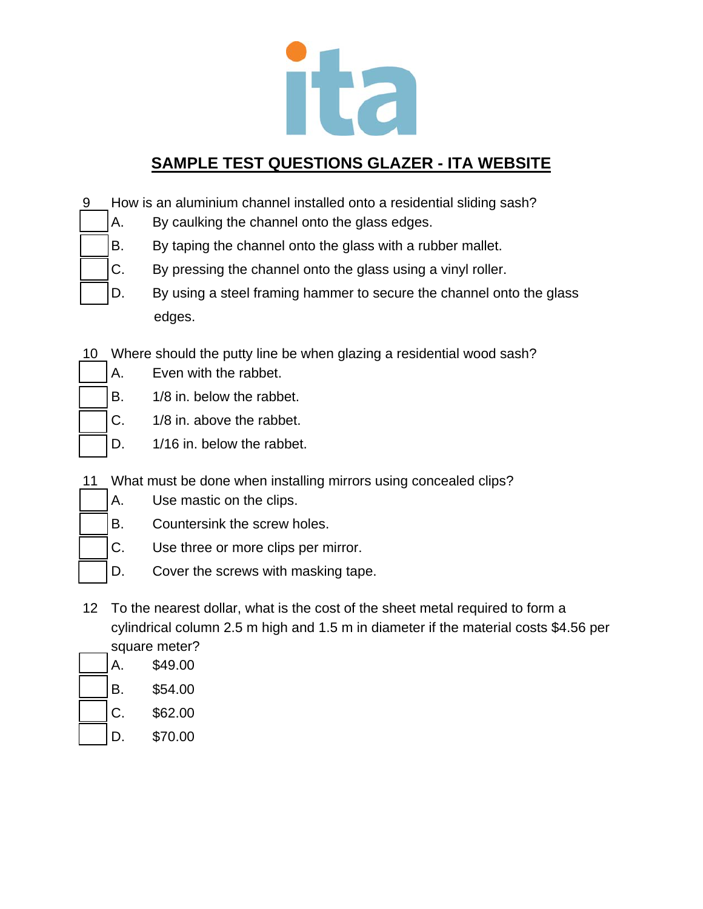## SAMPLE TEST QUESTIONS GLAZER - ITA WEBSITE

9 How is an aluminium channel installed onto a residential sliding sash?

- A. By caulking the channel onto the glass edges.
- B. By taping the channel onto the glass with a rubber mallet.
- C. By pressing the channel onto the glass using a vinyl roller.
- D. By using a steel framing hammer to secure the channel onto the glass edges.

10 Where should the putty line be when glazing a residential wood sash?

- A. Even with the rabbet.
- B. 1/8 in. below the rabbet.
- C. 1/8 in. above the rabbet.
- D. 1/16 in. below the rabbet.

11 What must be done when installing mirrors using concealed clips?

- A. Use mastic on the clips.
- B. Countersink the screw holes.
- C. Use three or more clips per mirror.
- D. Cover the screws with masking tape.

12 To the nearest dollar, what is the cost of the sheet metal required to form a cylindrical column 2.5 m high and 1.5 m in diameter if the material costs $4.56 per square meter?

- A. $49.00
- B. $54.00
- C. $62.00
- D. $70.00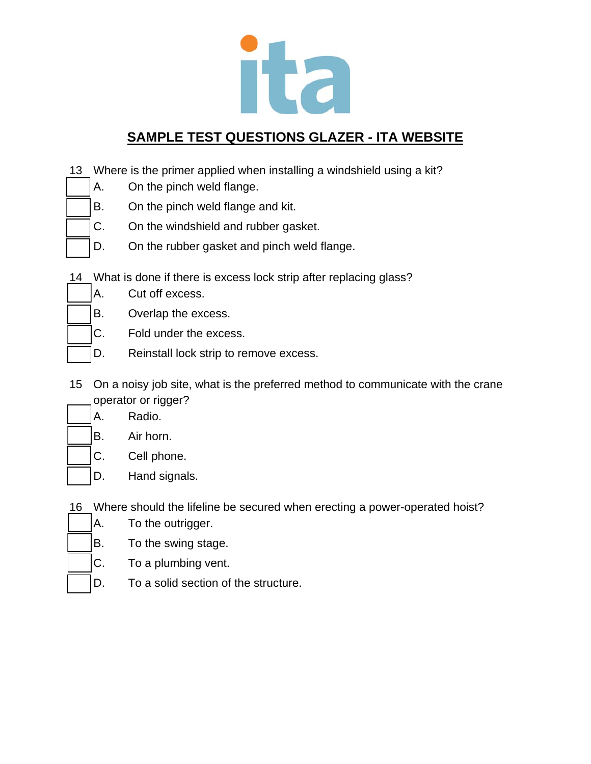## SAMPLE TEST QUESTIONS GLAZER - ITA WEBSITE

13 Where is the primer applied when installing a windshield using a kit?

- A. On the pinch weld flange.
- B. On the pinch weld flange and kit.
- C. On the windshield and rubber gasket.
- D. On the rubber gasket and pinch weld flange.

14 What is done if there is excess lock strip after replacing glass?

- A. Cut off excess.
- B. Overlap the excess.
- C. Fold under the excess.
- D. Reinstall lock strip to remove excess.

15 On a noisy job site, what is the preferred method to communicate with the crane operator or rigger?

- A. Radio.
- B. Air horn.
- C. Cell phone.
- D. Hand signals.

16 Where should the lifeline be secured when erecting a power-operated hoist?

- A. To the outrigger.
- B. To the swing stage.
- C. To a plumbing vent.
- D. To a solid section of the structure.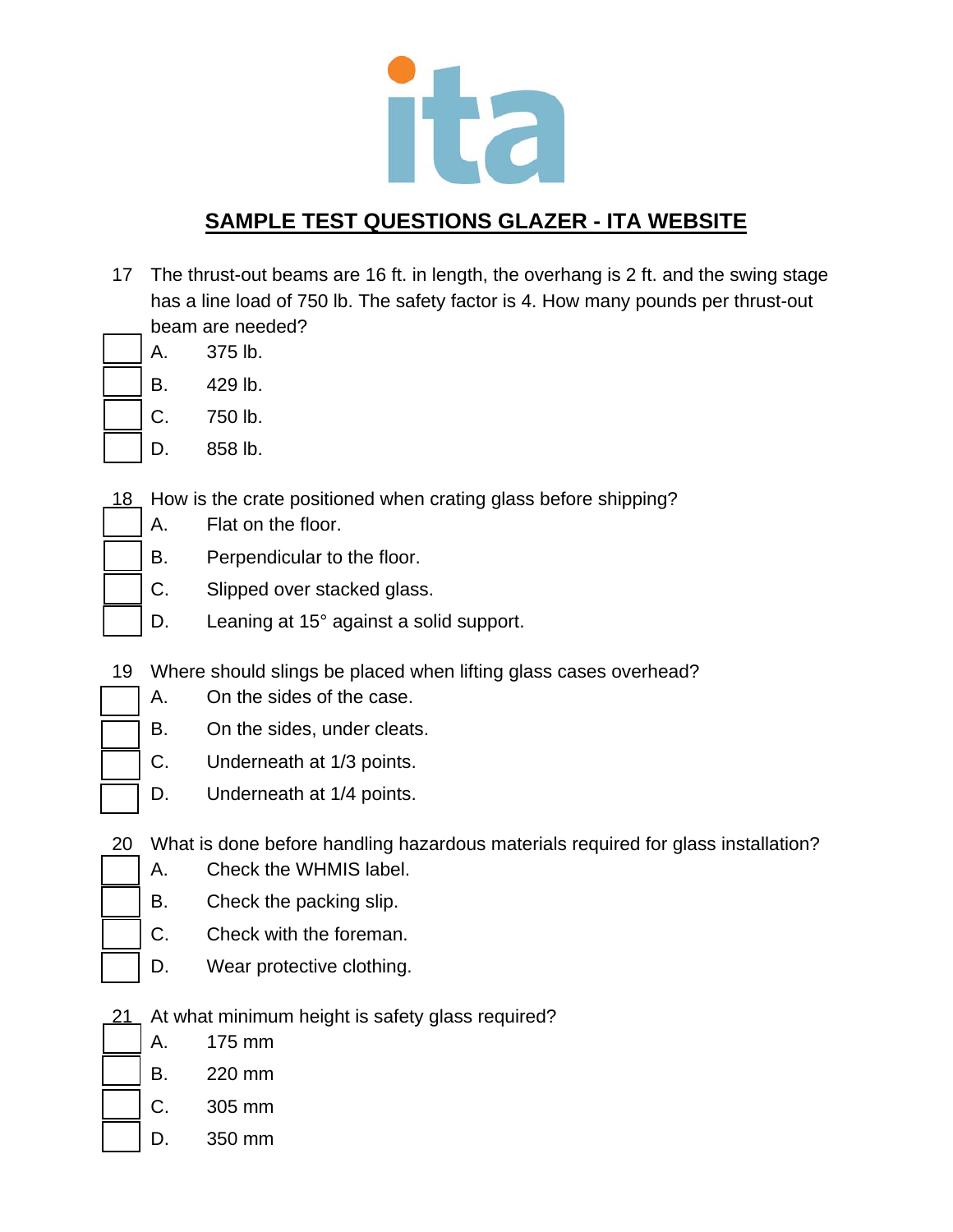## SAMPLE TEST QUESTIONS GLAZER - ITA WEBSITE

17 The thrust-out beams are 16 ft. in length, the overhang is 2 ft. and the swing stage has a line load of 750 lb. The safety factor is 4. How many pounds per thrust-out beam are needed?

- A. 375 lb.
- B. 429 lb.
- C. 750 lb.
- D. 858 lb.

18 How is the crate positioned when crating glass before shipping?

- A. Flat on the floor.
- B. Perpendicular to the floor.
- C. Slipped over stacked glass.
- D. Leaning at 15° against a solid support.

19 Where should slings be placed when lifting glass cases overhead?

- A. On the sides of the case.
- B. On the sides, under cleats.
- C. Underneath at 1/3 points.
- D. Underneath at 1/4 points.

20 What is done before handling hazardous materials required for glass installation?

- A. Check the WHMIS label.
- B. Check the packing slip.
- C. Check with the foreman.
- D. Wear protective clothing.

21 At what minimum height is safety glass required?

- A. 175 mm
- B. 220 mm
- C. 305 mm
- D. 350 mm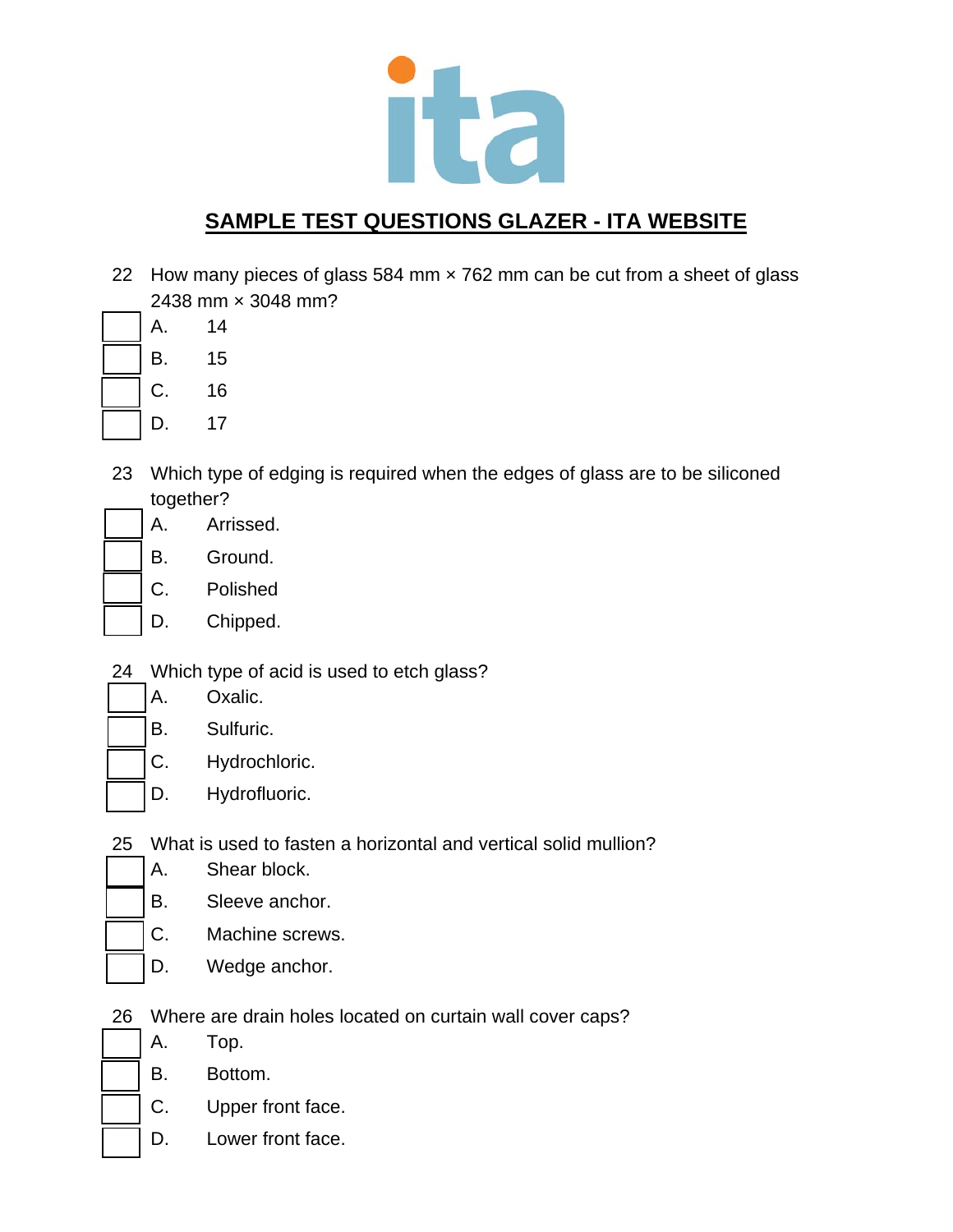## SAMPLE TEST QUESTIONS GLAZER - ITA WEBSITE

22 How many pieces of glass 584 mm × 762 mm can be cut from a sheet of glass 2438 mm × 3048 mm?

- A. 14
- B. 15
- C. 16
- D. 17

23 Which type of edging is required when the edges of glass are to be siliconed together?

- A. Arrissed.
- B. Ground.
- C. Polished
- D. Chipped.

24 Which type of acid is used to etch glass?

- A. Oxalic.
- B. Sulfuric.
- C. Hydrochloric.
- D. Hydrofluoric.

25 What is used to fasten a horizontal and vertical solid mullion?

- A. Shear block.
- B. Sleeve anchor.
- C. Machine screws.
- D. Wedge anchor.

26 Where are drain holes located on curtain wall cover caps?

- A. Top.
- B. Bottom.
- C. Upper front face.
- D. Lower front face.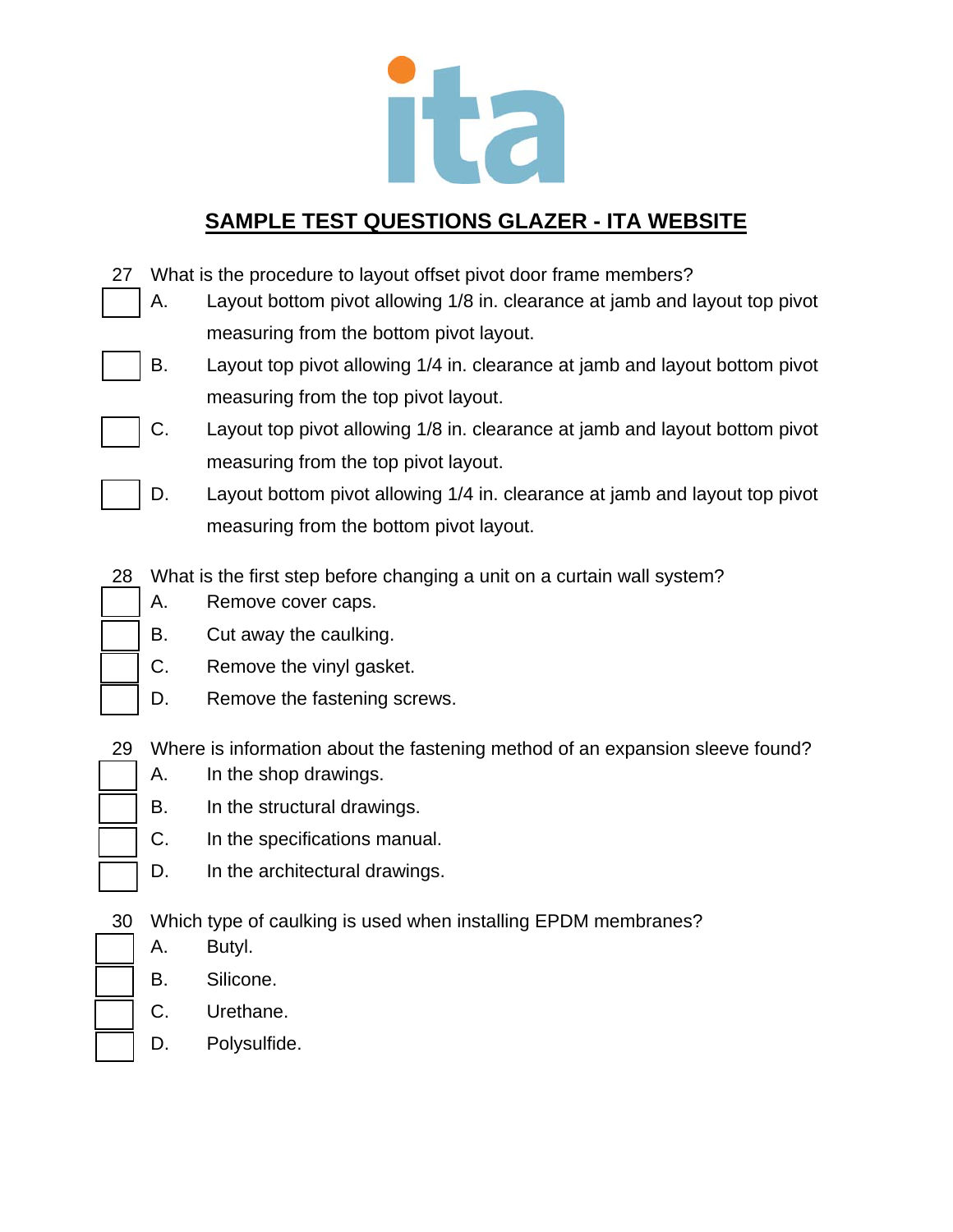## SAMPLE TEST QUESTIONS GLAZER - ITA WEBSITE

27 What is the procedure to layout offset pivot door frame members?

- [ ] A. Layout bottom pivot allowing 1/8 in. clearance at jamb and layout top pivot measuring from the bottom pivot layout.
- [ ] B. Layout top pivot allowing 1/4 in. clearance at jamb and layout bottom pivot measuring from the top pivot layout.
- [ ] C. Layout top pivot allowing 1/8 in. clearance at jamb and layout bottom pivot measuring from the top pivot layout.
- [ ] D. Layout bottom pivot allowing 1/4 in. clearance at jamb and layout top pivot measuring from the bottom pivot layout.

28 What is the first step before changing a unit on a curtain wall system?

- [ ] A. Remove cover caps.
- [ ] B. Cut away the caulking.
- [ ] C. Remove the vinyl gasket.
- [ ] D. Remove the fastening screws.

29 Where is information about the fastening method of an expansion sleeve found?

- [ ] A. In the shop drawings.
- [ ] B. In the structural drawings.
- [ ] C. In the specifications manual.
- [ ] D. In the architectural drawings.

30 Which type of caulking is used when installing EPDM membranes?

- [ ] A. Butyl.
- [ ] B. Silicone.
- [ ] C. Urethane.
- [ ] D. Polysulfide.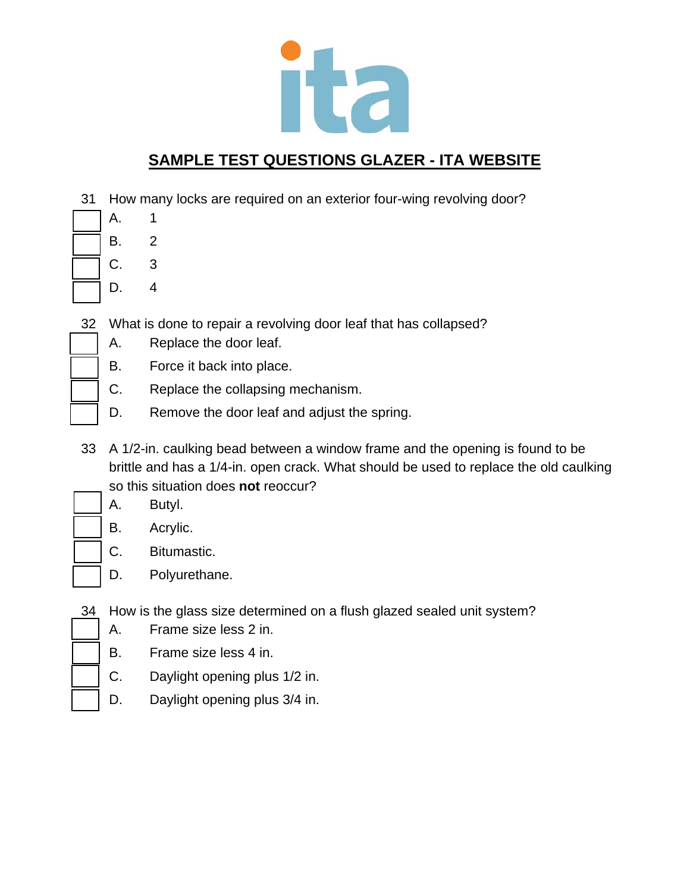## SAMPLE TEST QUESTIONS GLAZER - ITA WEBSITE

31 How many locks are required on an exterior four-wing revolving door?

- A. 1
- B. 2
- C. 3
- D. 4

32 What is done to repair a revolving door leaf that has collapsed?

- A. Replace the door leaf.
- B. Force it back into place.
- C. Replace the collapsing mechanism.
- D. Remove the door leaf and adjust the spring.

33 A 1/2-in. caulking bead between a window frame and the opening is found to be brittle and has a 1/4-in. open crack. What should be used to replace the old caulking so this situation does **not** reoccur?

- A. Butyl.
- B. Acrylic.
- C. Bitumastic.
- D. Polyurethane.

34 How is the glass size determined on a flush glazed sealed unit system?

- A. Frame size less 2 in.
- B. Frame size less 4 in.
- C. Daylight opening plus 1/2 in.
- D. Daylight opening plus 3/4 in.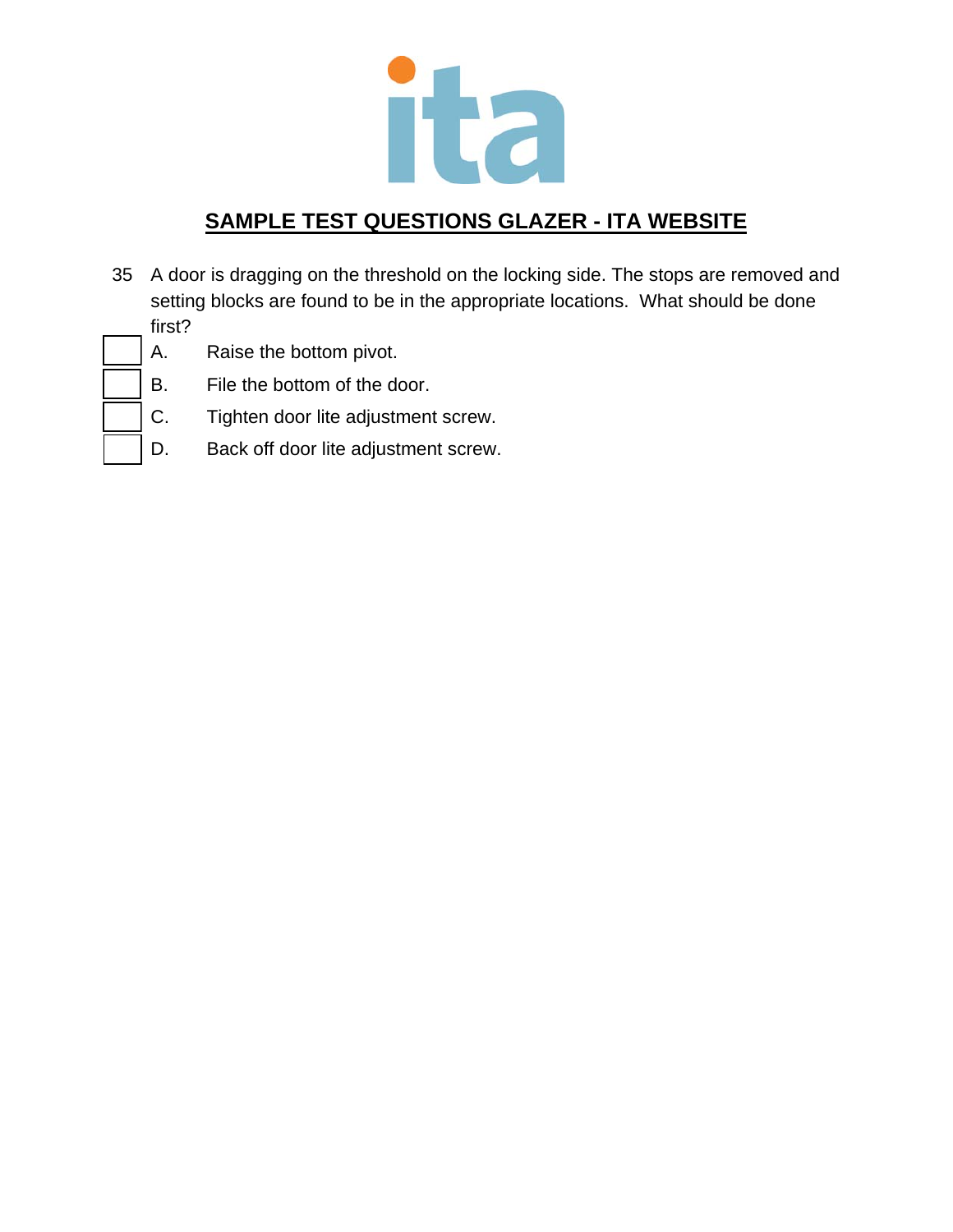## SAMPLE TEST QUESTIONS GLAZER - ITA WEBSITE

35 A door is dragging on the threshold on the locking side. The stops are removed and setting blocks are found to be in the appropriate locations. What should be done first?

- [ ] A. Raise the bottom pivot.
- [ ] B. File the bottom of the door.
- [ ] C. Tighten door lite adjustment screw.
- [ ] D. Back off door lite adjustment screw.